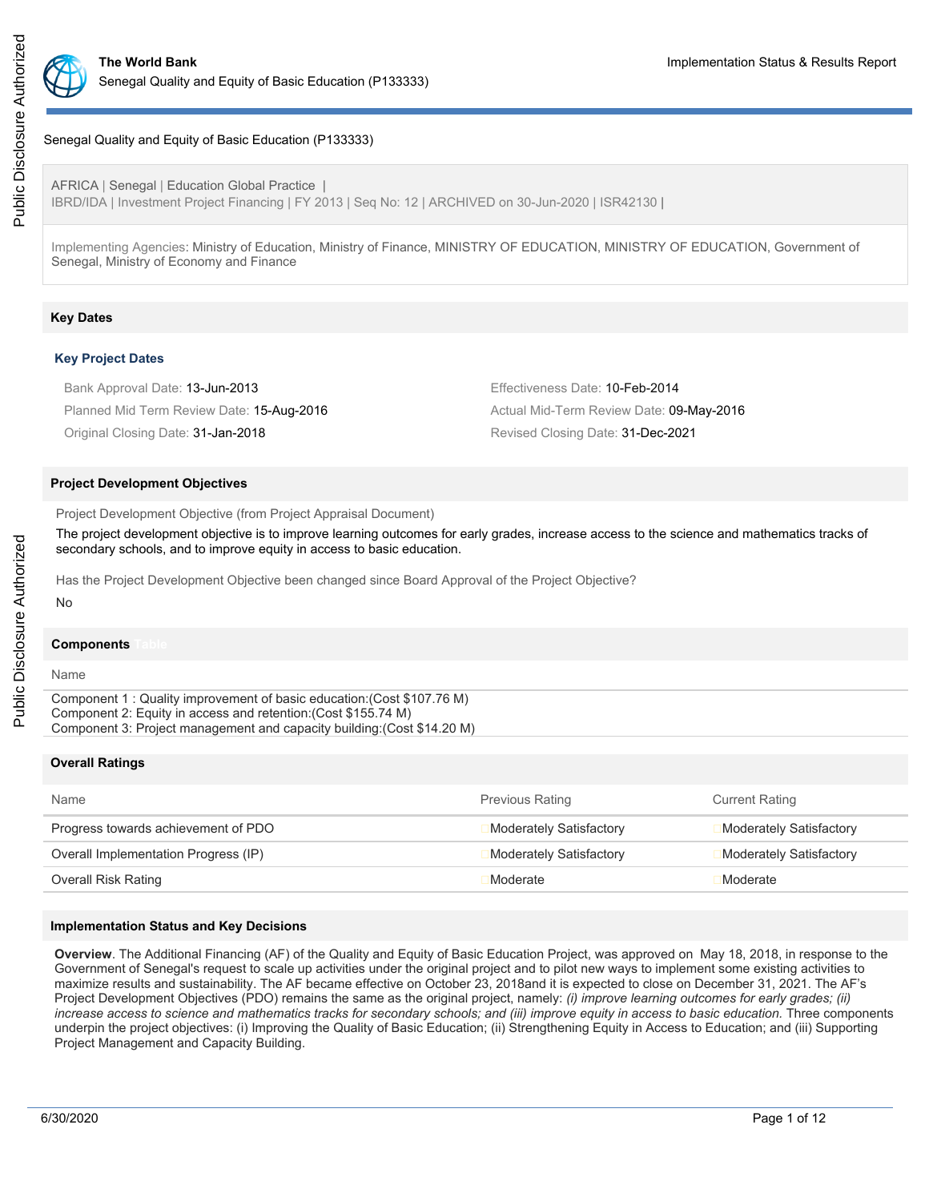# Senegal Quality and Equity of Basic Education (P133333)

AFRICA | Senegal | Education Global Practice |
IBRD/IDA | Investment Project Financing | FY 2013 | Seq No: 12 | ARCHIVED on 30-Jun-2020 | ISR42130 |

Implementing Agencies: Ministry of Education, Ministry of Finance, MINISTRY OF EDUCATION, MINISTRY OF EDUCATION, Government of Senegal, Ministry of Economy and Finance

## Key Dates

### Key Project Dates

| | |
|---|---|
| Bank Approval Date: 13-Jun-2013 | Effectiveness Date: 10-Feb-2014 |
| Planned Mid Term Review Date: 15-Aug-2016 | Actual Mid-Term Review Date: 09-May-2016 |
| Original Closing Date: 31-Jan-2018 | Revised Closing Date: 31-Dec-2021 |

## Project Development Objectives

Project Development Objective (from Project Appraisal Document)

The project development objective is to improve learning outcomes for early grades, increase access to the science and mathematics tracks of secondary schools, and to improve equity in access to basic education.

Has the Project Development Objective been changed since Board Approval of the Project Objective?

No

## Components

| Name |
|---|
| Component 1 : Quality improvement of basic education:(Cost $107.76 M)<br>Component 2: Equity in access and retention:(Cost $155.74 M)<br>Component 3: Project management and capacity building:(Cost $14.20 M) |

## Overall Ratings

| Name | Previous Rating | Current Rating |
|---|---|---|
| Progress towards achievement of PDO | Moderately Satisfactory | Moderately Satisfactory |
| Overall Implementation Progress (IP) | Moderately Satisfactory | Moderately Satisfactory |
| Overall Risk Rating | Moderate | Moderate |

## Implementation Status and Key Decisions

**Overview**. The Additional Financing (AF) of the Quality and Equity of Basic Education Project, was approved on May 18, 2018, in response to the Government of Senegal's request to scale up activities under the original project and to pilot new ways to implement some existing activities to maximize results and sustainability. The AF became effective on October 23, 2018and it is expected to close on December 31, 2021. The AF's Project Development Objectives (PDO) remains the same as the original project, namely: *(i) improve learning outcomes for early grades; (ii) increase access to science and mathematics tracks for secondary schools; and (iii) improve equity in access to basic education.* Three components underpin the project objectives: (i) Improving the Quality of Basic Education; (ii) Strengthening Equity in Access to Education; and (iii) Supporting Project Management and Capacity Building.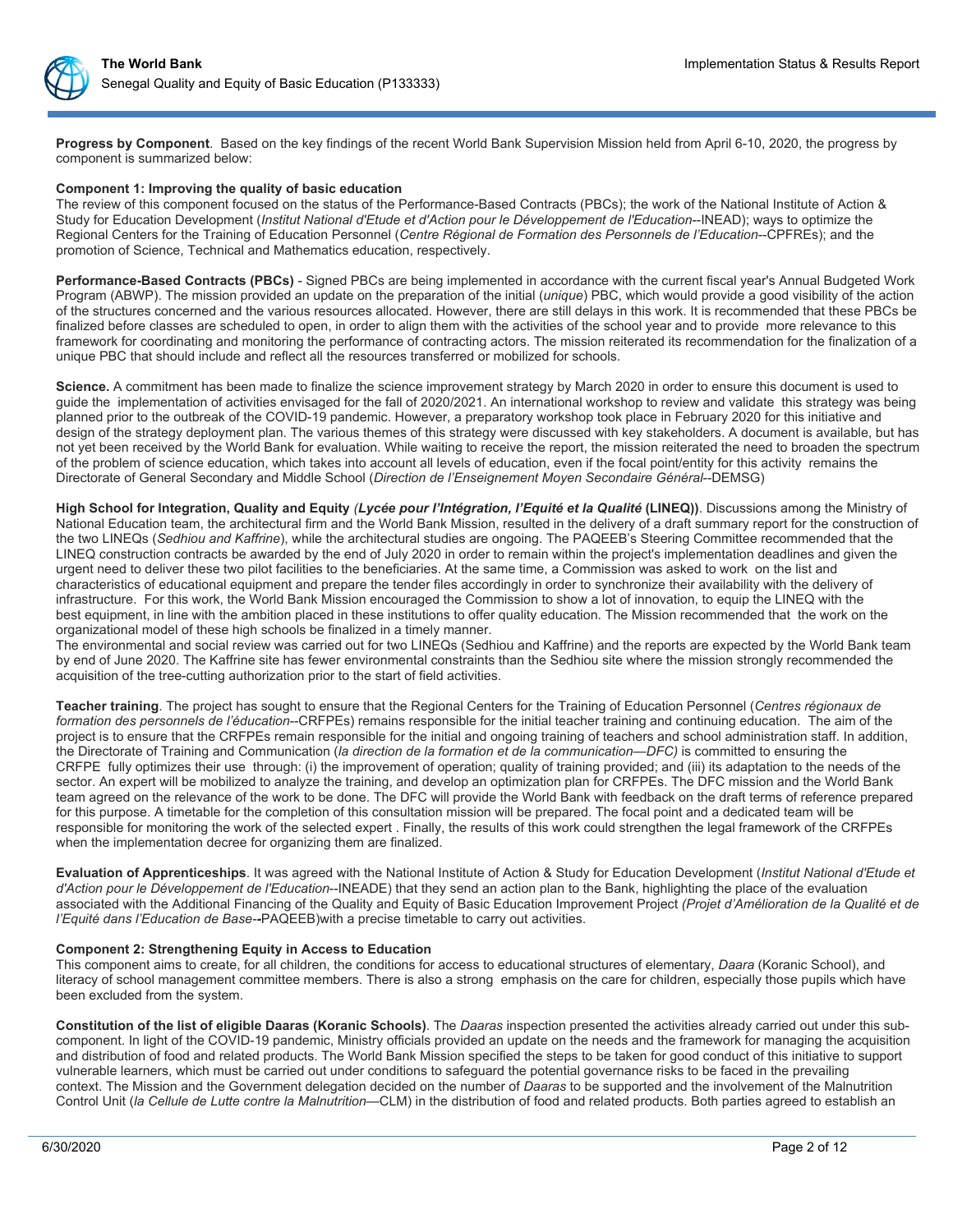**Progress by Component**. Based on the key findings of the recent World Bank Supervision Mission held from April 6-10, 2020, the progress by component is summarized below:

**Component 1: Improving the quality of basic education**

The review of this component focused on the status of the Performance-Based Contracts (PBCs); the work of the National Institute of Action & Study for Education Development (*Institut National d'Etude et d'Action pour le Développement de l'Education*--INEAD); ways to optimize the Regional Centers for the Training of Education Personnel (*Centre Régional de Formation des Personnels de l'Education*--CPFREs); and the promotion of Science, Technical and Mathematics education, respectively.

**Performance-Based Contracts (PBCs)** - Signed PBCs are being implemented in accordance with the current fiscal year's Annual Budgeted Work Program (ABWP). The mission provided an update on the preparation of the initial (*unique*) PBC, which would provide a good visibility of the action of the structures concerned and the various resources allocated. However, there are still delays in this work. It is recommended that these PBCs be finalized before classes are scheduled to open, in order to align them with the activities of the school year and to provide more relevance to this framework for coordinating and monitoring the performance of contracting actors. The mission reiterated its recommendation for the finalization of a unique PBC that should include and reflect all the resources transferred or mobilized for schools.

**Science.** A commitment has been made to finalize the science improvement strategy by March 2020 in order to ensure this document is used to guide the implementation of activities envisaged for the fall of 2020/2021. An international workshop to review and validate this strategy was being planned prior to the outbreak of the COVID-19 pandemic. However, a preparatory workshop took place in February 2020 for this initiative and design of the strategy deployment plan. The various themes of this strategy were discussed with key stakeholders. A document is available, but has not yet been received by the World Bank for evaluation. While waiting to receive the report, the mission reiterated the need to broaden the spectrum of the problem of science education, which takes into account all levels of education, even if the focal point/entity for this activity remains the Directorate of General Secondary and Middle School (*Direction de l'Enseignement Moyen Secondaire Général*--DEMSG)

**High School for Integration, Quality and Equity *(Lycée pour l'Intégration, l'Equité et la Qualité* (LINEQ))**. Discussions among the Ministry of National Education team, the architectural firm and the World Bank Mission, resulted in the delivery of a draft summary report for the construction of the two LINEQs (*Sedhiou and Kaffrine*), while the architectural studies are ongoing. The PAQEEB's Steering Committee recommended that the LINEQ construction contracts be awarded by the end of July 2020 in order to remain within the project's implementation deadlines and given the urgent need to deliver these two pilot facilities to the beneficiaries. At the same time, a Commission was asked to work on the list and characteristics of educational equipment and prepare the tender files accordingly in order to synchronize their availability with the delivery of infrastructure. For this work, the World Bank Mission encouraged the Commission to show a lot of innovation, to equip the LINEQ with the best equipment, in line with the ambition placed in these institutions to offer quality education. The Mission recommended that the work on the organizational model of these high schools be finalized in a timely manner.

The environmental and social review was carried out for two LINEQs (Sedhiou and Kaffrine) and the reports are expected by the World Bank team by end of June 2020. The Kaffrine site has fewer environmental constraints than the Sedhiou site where the mission strongly recommended the acquisition of the tree-cutting authorization prior to the start of field activities.

**Teacher training**. The project has sought to ensure that the Regional Centers for the Training of Education Personnel (*Centres régionaux de formation des personnels de l'éducation*--CRFPEs) remains responsible for the initial teacher training and continuing education. The aim of the project is to ensure that the CRFPEs remain responsible for the initial and ongoing training of teachers and school administration staff. In addition, the Directorate of Training and Communication (*la direction de la formation et de la communication—DFC)* is committed to ensuring the CRFPE fully optimizes their use through: (i) the improvement of operation; quality of training provided; and (iii) its adaptation to the needs of the sector. An expert will be mobilized to analyze the training, and develop an optimization plan for CRFPEs. The DFC mission and the World Bank team agreed on the relevance of the work to be done. The DFC will provide the World Bank with feedback on the draft terms of reference prepared for this purpose. A timetable for the completion of this consultation mission will be prepared. The focal point and a dedicated team will be responsible for monitoring the work of the selected expert . Finally, the results of this work could strengthen the legal framework of the CRFPEs when the implementation decree for organizing them are finalized.

**Evaluation of Apprenticeships**. It was agreed with the National Institute of Action & Study for Education Development (*Institut National d'Etude et d'Action pour le Développement de l'Education*--INEADE) that they send an action plan to the Bank, highlighting the place of the evaluation associated with the Additional Financing of the Quality and Equity of Basic Education Improvement Project *(Projet d'Amélioration de la Qualité et de l'Equité dans l'Education de Base*--PAQEEB)with a precise timetable to carry out activities.

**Component 2: Strengthening Equity in Access to Education**

This component aims to create, for all children, the conditions for access to educational structures of elementary, *Daara* (Koranic School), and literacy of school management committee members. There is also a strong emphasis on the care for children, especially those pupils which have been excluded from the system.

**Constitution of the list of eligible Daaras (Koranic Schools)**. The *Daaras* inspection presented the activities already carried out under this sub-component. In light of the COVID-19 pandemic, Ministry officials provided an update on the needs and the framework for managing the acquisition and distribution of food and related products. The World Bank Mission specified the steps to be taken for good conduct of this initiative to support vulnerable learners, which must be carried out under conditions to safeguard the potential governance risks to be faced in the prevailing context. The Mission and the Government delegation decided on the number of *Daaras* to be supported and the involvement of the Malnutrition Control Unit (*la Cellule de Lutte contre la Malnutrition*—CLM) in the distribution of food and related products. Both parties agreed to establish an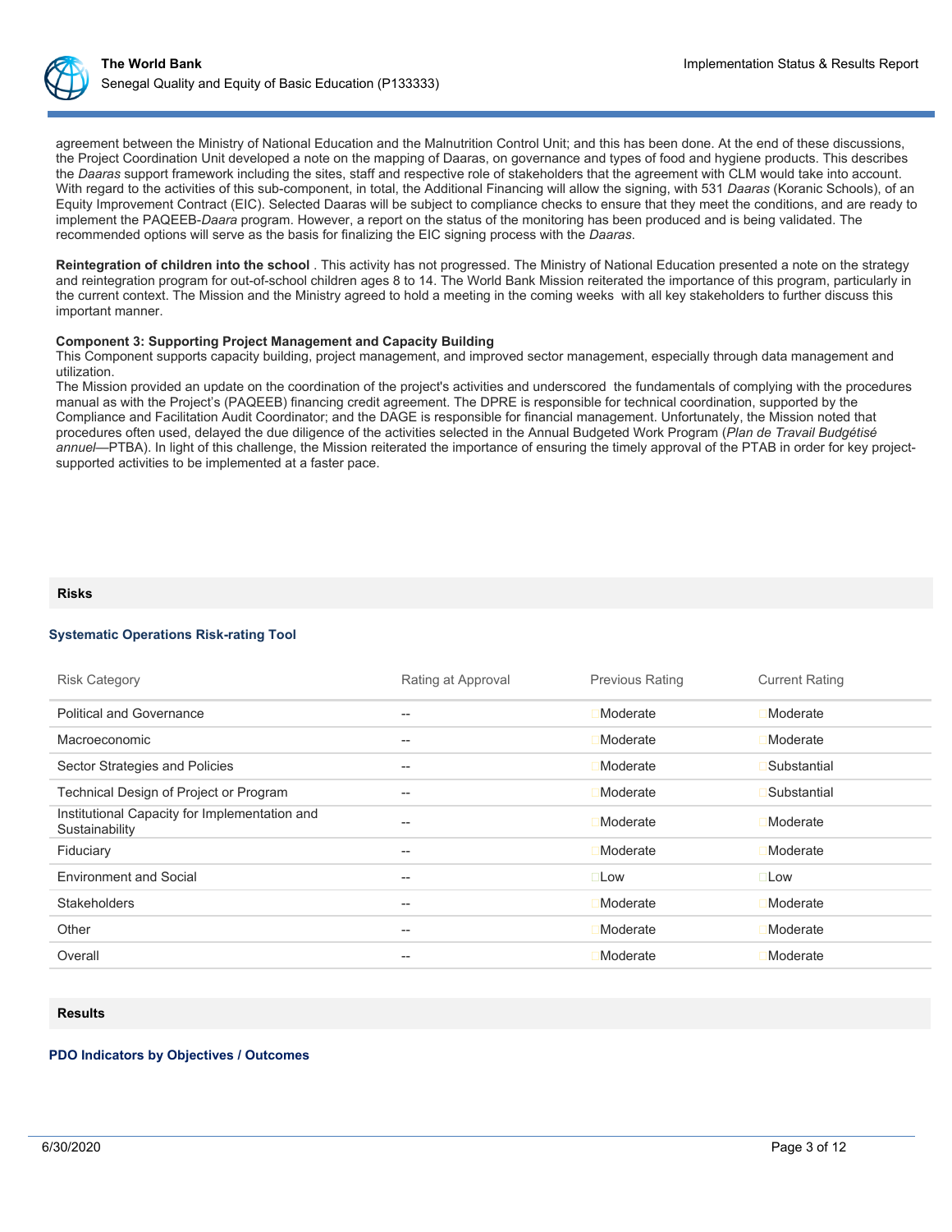agreement between the Ministry of National Education and the Malnutrition Control Unit; and this has been done. At the end of these discussions, the Project Coordination Unit developed a note on the mapping of Daaras, on governance and types of food and hygiene products. This describes the *Daaras* support framework including the sites, staff and respective role of stakeholders that the agreement with CLM would take into account. With regard to the activities of this sub-component, in total, the Additional Financing will allow the signing, with 531 *Daaras* (Koranic Schools), of an Equity Improvement Contract (EIC). Selected Daaras will be subject to compliance checks to ensure that they meet the conditions, and are ready to implement the PAQEEB-*Daara* program. However, a report on the status of the monitoring has been produced and is being validated. The recommended options will serve as the basis for finalizing the EIC signing process with the *Daaras*.

**Reintegration of children into the school** . This activity has not progressed. The Ministry of National Education presented a note on the strategy and reintegration program for out-of-school children ages 8 to 14. The World Bank Mission reiterated the importance of this program, particularly in the current context. The Mission and the Ministry agreed to hold a meeting in the coming weeks with all key stakeholders to further discuss this important manner.

**Component 3: Supporting Project Management and Capacity Building**
This Component supports capacity building, project management, and improved sector management, especially through data management and utilization.
The Mission provided an update on the coordination of the project's activities and underscored the fundamentals of complying with the procedures manual as with the Project's (PAQEEB) financing credit agreement. The DPRE is responsible for technical coordination, supported by the Compliance and Facilitation Audit Coordinator; and the DAGE is responsible for financial management. Unfortunately, the Mission noted that procedures often used, delayed the due diligence of the activities selected in the Annual Budgeted Work Program (*Plan de Travail Budgétisé annuel*—PTBA). In light of this challenge, the Mission reiterated the importance of ensuring the timely approval of the PTAB in order for key project-supported activities to be implemented at a faster pace.

## Risks

### Systematic Operations Risk-rating Tool

| Risk Category | Rating at Approval | Previous Rating | Current Rating |
|---|---|---|---|
| Political and Governance | -- | Moderate | Moderate |
| Macroeconomic | -- | Moderate | Moderate |
| Sector Strategies and Policies | -- | Moderate | Substantial |
| Technical Design of Project or Program | -- | Moderate | Substantial |
| Institutional Capacity for Implementation and Sustainability | -- | Moderate | Moderate |
| Fiduciary | -- | Moderate | Moderate |
| Environment and Social | -- | Low | Low |
| Stakeholders | -- | Moderate | Moderate |
| Other | -- | Moderate | Moderate |
| Overall | -- | Moderate | Moderate |

## Results

### PDO Indicators by Objectives / Outcomes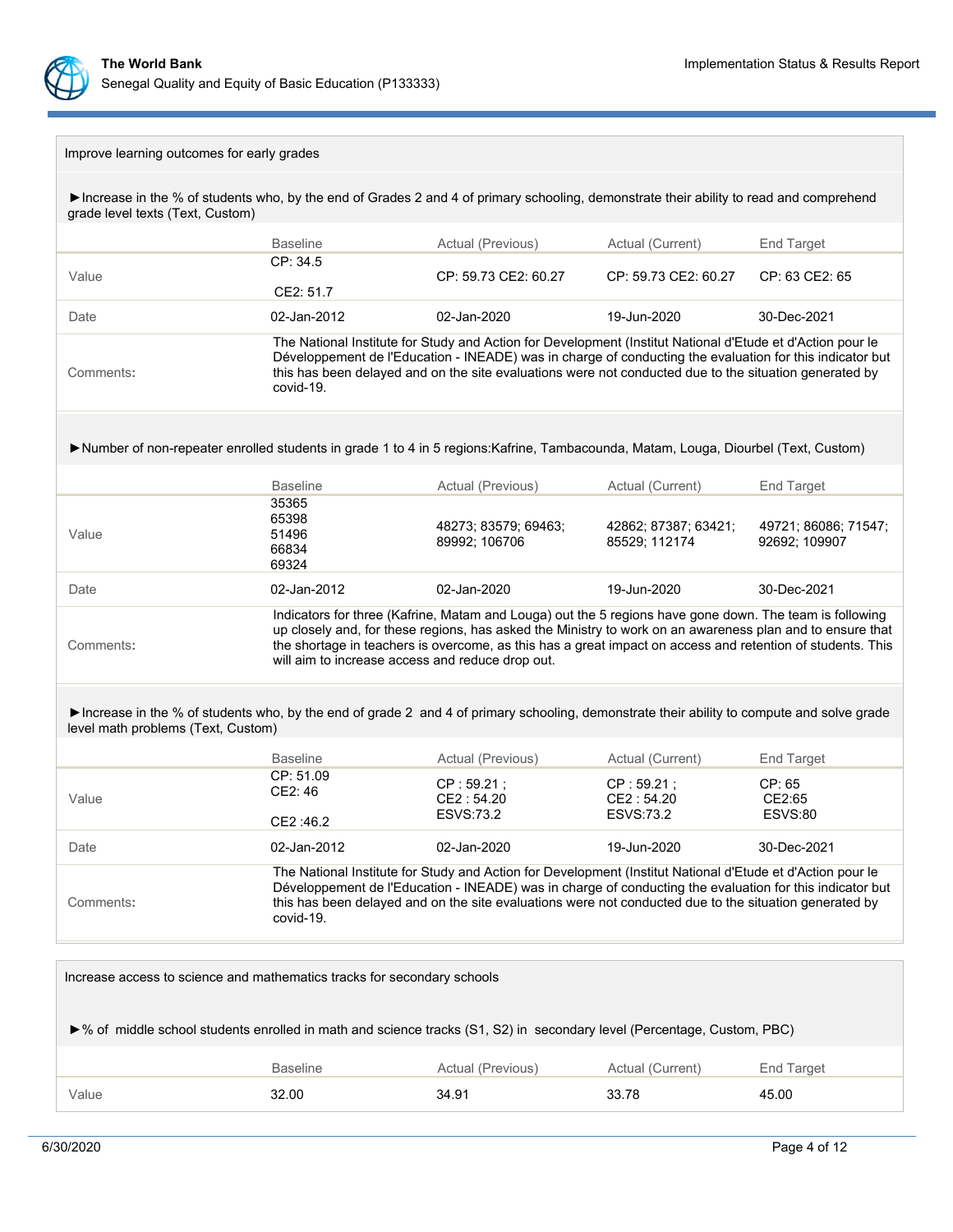### Improve learning outcomes for early grades

►Increase in the % of students who, by the end of Grades 2 and 4 of primary schooling, demonstrate their ability to read and comprehend grade level texts (Text, Custom)

| | Baseline | Actual (Previous) | Actual (Current) | End Target |
|---|---|---|---|---|
| Value | CP: 34.5<br>CE2: 51.7 | CP: 59.73 CE2: 60.27 | CP: 59.73 CE2: 60.27 | CP: 63 CE2: 65 |
| Date | 02-Jan-2012 | 02-Jan-2020 | 19-Jun-2020 | 30-Dec-2021 |
| Comments: | The National Institute for Study and Action for Development (Institut National d'Etude et d'Action pour le Développement de l'Education - INEADE) was in charge of conducting the evaluation for this indicator but this has been delayed and on the site evaluations were not conducted due to the situation generated by covid-19. | | | |

►Number of non-repeater enrolled students in grade 1 to 4 in 5 regions:Kafrine, Tambacounda, Matam, Louga, Diourbel (Text, Custom)

| | Baseline | Actual (Previous) | Actual (Current) | End Target |
|---|---|---|---|---|
| Value | 35365<br>65398<br>51496<br>66834<br>69324 | 48273; 83579; 69463; 89992; 106706 | 42862; 87387; 63421; 85529; 112174 | 49721; 86086; 71547; 92692; 109907 |
| Date | 02-Jan-2012 | 02-Jan-2020 | 19-Jun-2020 | 30-Dec-2021 |
| Comments: | Indicators for three (Kafrine, Matam and Louga) out the 5 regions have gone down. The team is following up closely and, for these regions, has asked the Ministry to work on an awareness plan and to ensure that the shortage in teachers is overcome, as this has a great impact on access and retention of students. This will aim to increase access and reduce drop out. | | | |

►Increase in the % of students who, by the end of grade 2 and 4 of primary schooling, demonstrate their ability to compute and solve grade level math problems (Text, Custom)

| | Baseline | Actual (Previous) | Actual (Current) | End Target |
|---|---|---|---|---|
| Value | CP: 51.09<br>CE2: 46<br>CE2 :46.2 | CP : 59.21 ;<br>CE2 : 54.20<br>ESVS:73.2 | CP : 59.21 ;<br>CE2 : 54.20<br>ESVS:73.2 | CP: 65<br>CE2:65<br>ESVS:80 |
| Date | 02-Jan-2012 | 02-Jan-2020 | 19-Jun-2020 | 30-Dec-2021 |
| Comments: | The National Institute for Study and Action for Development (Institut National d'Etude et d'Action pour le Développement de l'Education - INEADE) was in charge of conducting the evaluation for this indicator but this has been delayed and on the site evaluations were not conducted due to the situation generated by covid-19. | | | |

### Increase access to science and mathematics tracks for secondary schools

►% of middle school students enrolled in math and science tracks (S1, S2) in secondary level (Percentage, Custom, PBC)

| | Baseline | Actual (Previous) | Actual (Current) | End Target |
|---|---|---|---|---|
| Value | 32.00 | 34.91 | 33.78 | 45.00 |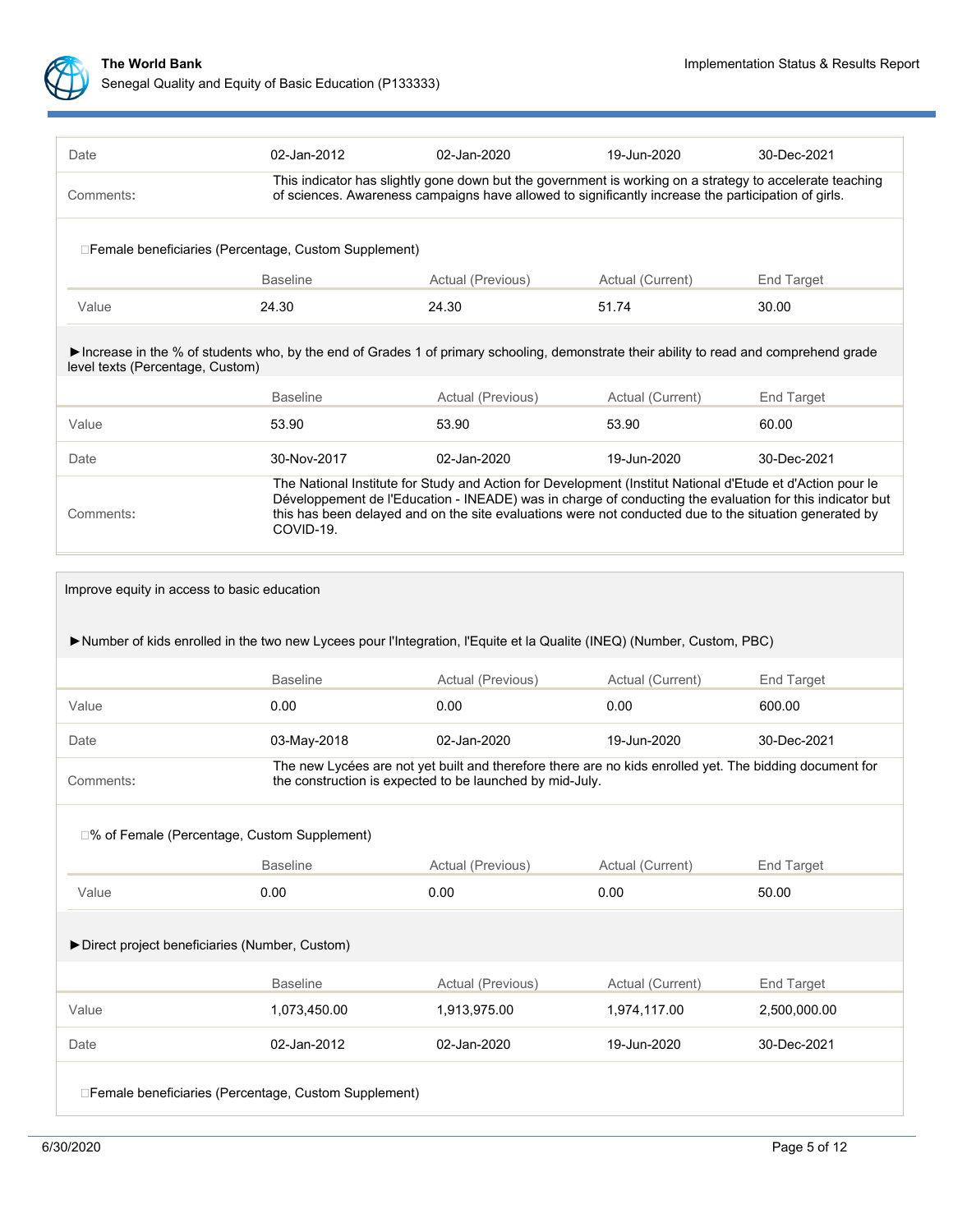| | | | | |
|---|---|---|---|---|
| Date | 02-Jan-2012 | 02-Jan-2020 | 19-Jun-2020 | 30-Dec-2021 |
| Comments: | This indicator has slightly gone down but the government is working on a strategy to accelerate teaching of sciences. Awareness campaigns have allowed to significantly increase the participation of girls. | | | |

Female beneficiaries (Percentage, Custom Supplement)

| | Baseline | Actual (Previous) | Actual (Current) | End Target |
|---|---|---|---|---|
| Value | 24.30 | 24.30 | 51.74 | 30.00 |

►Increase in the % of students who, by the end of Grades 1 of primary schooling, demonstrate their ability to read and comprehend grade level texts (Percentage, Custom)

| | Baseline | Actual (Previous) | Actual (Current) | End Target |
|---|---|---|---|---|
| Value | 53.90 | 53.90 | 53.90 | 60.00 |
| Date | 30-Nov-2017 | 02-Jan-2020 | 19-Jun-2020 | 30-Dec-2021 |
| Comments: | The National Institute for Study and Action for Development (Institut National d'Etude et d'Action pour le Développement de l'Education - INEADE) was in charge of conducting the evaluation for this indicator but this has been delayed and on the site evaluations were not conducted due to the situation generated by COVID-19. | | | |

Improve equity in access to basic education

►Number of kids enrolled in the two new Lycees pour l'Integration, l'Equite et la Qualite (INEQ) (Number, Custom, PBC)

| | Baseline | Actual (Previous) | Actual (Current) | End Target |
|---|---|---|---|---|
| Value | 0.00 | 0.00 | 0.00 | 600.00 |
| Date | 03-May-2018 | 02-Jan-2020 | 19-Jun-2020 | 30-Dec-2021 |
| Comments: | The new Lycées are not yet built and therefore there are no kids enrolled yet. The bidding document for the construction is expected to be launched by mid-July. | | | |

% of Female (Percentage, Custom Supplement)

| | Baseline | Actual (Previous) | Actual (Current) | End Target |
|---|---|---|---|---|
| Value | 0.00 | 0.00 | 0.00 | 50.00 |

►Direct project beneficiaries (Number, Custom)

| | Baseline | Actual (Previous) | Actual (Current) | End Target |
|---|---|---|---|---|
| Value | 1,073,450.00 | 1,913,975.00 | 1,974,117.00 | 2,500,000.00 |
| Date | 02-Jan-2012 | 02-Jan-2020 | 19-Jun-2020 | 30-Dec-2021 |

Female beneficiaries (Percentage, Custom Supplement)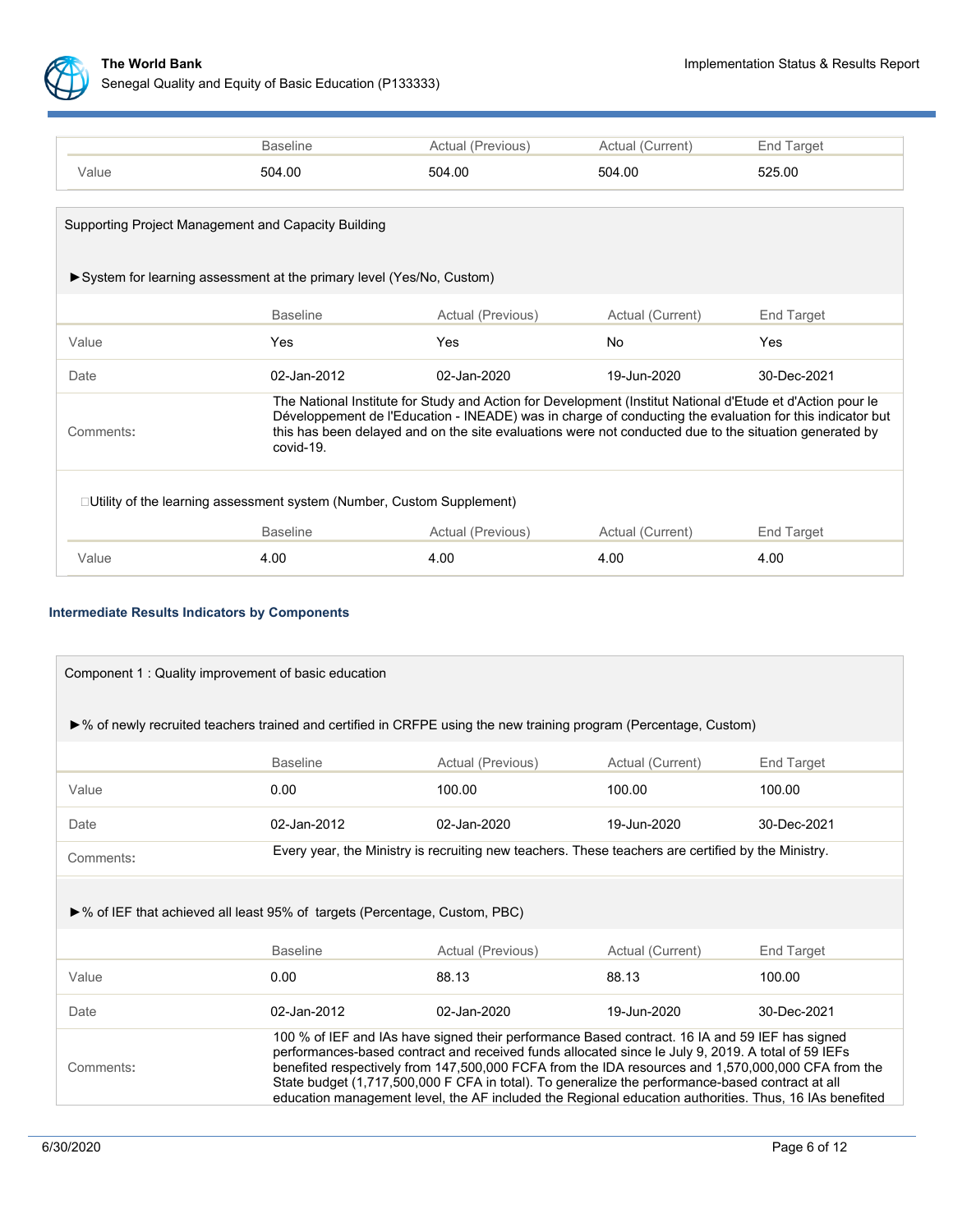| | Baseline | Actual (Previous) | Actual (Current) | End Target |
|---|---|---|---|---|
| Value | 504.00 | 504.00 | 504.00 | 525.00 |

Supporting Project Management and Capacity Building

►System for learning assessment at the primary level (Yes/No, Custom)

| | Baseline | Actual (Previous) | Actual (Current) | End Target |
|---|---|---|---|---|
| Value | Yes | Yes | No | Yes |
| Date | 02-Jan-2012 | 02-Jan-2020 | 19-Jun-2020 | 30-Dec-2021 |
| Comments: | The National Institute for Study and Action for Development (Institut National d'Etude et d'Action pour le Développement de l'Education - INEADE) was in charge of conducting the evaluation for this indicator but this has been delayed and on the site evaluations were not conducted due to the situation generated by covid-19. | | | |

Utility of the learning assessment system (Number, Custom Supplement)

| | Baseline | Actual (Previous) | Actual (Current) | End Target |
|---|---|---|---|---|
| Value | 4.00 | 4.00 | 4.00 | 4.00 |

### Intermediate Results Indicators by Components

Component 1 : Quality improvement of basic education

►% of newly recruited teachers trained and certified in CRFPE using the new training program (Percentage, Custom)

| | Baseline | Actual (Previous) | Actual (Current) | End Target |
|---|---|---|---|---|
| Value | 0.00 | 100.00 | 100.00 | 100.00 |
| Date | 02-Jan-2012 | 02-Jan-2020 | 19-Jun-2020 | 30-Dec-2021 |
| Comments: | Every year, the Ministry is recruiting new teachers. These teachers are certified by the Ministry. | | | |

►% of IEF that achieved all least 95% of targets (Percentage, Custom, PBC)

| | Baseline | Actual (Previous) | Actual (Current) | End Target |
|---|---|---|---|---|
| Value | 0.00 | 88.13 | 88.13 | 100.00 |
| Date | 02-Jan-2012 | 02-Jan-2020 | 19-Jun-2020 | 30-Dec-2021 |
| Comments: | 100 % of IEF and IAs have signed their performance Based contract. 16 IA and 59 IEF has signed performances-based contract and received funds allocated since le July 9, 2019. A total of 59 IEFs benefited respectively from 147,500,000 FCFA from the IDA resources and 1,570,000,000 CFA from the State budget (1,717,500,000 F CFA in total). To generalize the performance-based contract at all education management level, the AF included the Regional education authorities. Thus, 16 IAs benefited | | | |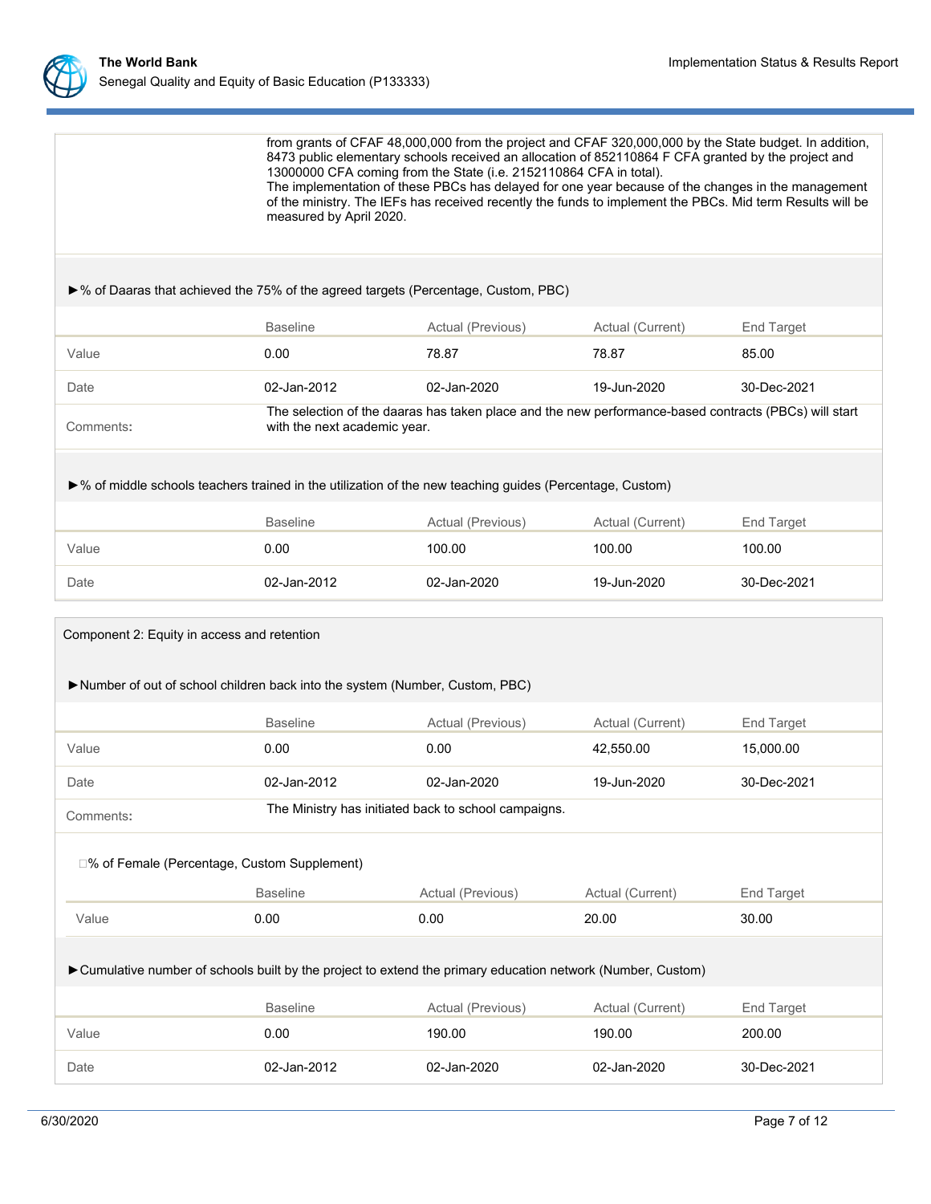from grants of CFAF 48,000,000 from the project and CFAF 320,000,000 by the State budget. In addition, 8473 public elementary schools received an allocation of 852110864 F CFA granted by the project and 13000000 CFA coming from the State (i.e. 2152110864 CFA in total).
The implementation of these PBCs has delayed for one year because of the changes in the management of the ministry. The IEFs has received recently the funds to implement the PBCs. Mid term Results will be measured by April 2020.

►% of Daaras that achieved the 75% of the agreed targets (Percentage, Custom, PBC)

| | Baseline | Actual (Previous) | Actual (Current) | End Target |
|---|---|---|---|---|
| Value | 0.00 | 78.87 | 78.87 | 85.00 |
| Date | 02-Jan-2012 | 02-Jan-2020 | 19-Jun-2020 | 30-Dec-2021 |
| Comments: | The selection of the daaras has taken place and the new performance-based contracts (PBCs) will start with the next academic year. | | | |

►% of middle schools teachers trained in the utilization of the new teaching guides (Percentage, Custom)

| | Baseline | Actual (Previous) | Actual (Current) | End Target |
|---|---|---|---|---|
| Value | 0.00 | 100.00 | 100.00 | 100.00 |
| Date | 02-Jan-2012 | 02-Jan-2020 | 19-Jun-2020 | 30-Dec-2021 |

## Component 2: Equity in access and retention

►Number of out of school children back into the system (Number, Custom, PBC)

| | Baseline | Actual (Previous) | Actual (Current) | End Target |
|---|---|---|---|---|
| Value | 0.00 | 0.00 | 42,550.00 | 15,000.00 |
| Date | 02-Jan-2012 | 02-Jan-2020 | 19-Jun-2020 | 30-Dec-2021 |
| Comments: | The Ministry has initiated back to school campaigns. | | | |

% of Female (Percentage, Custom Supplement)

| | Baseline | Actual (Previous) | Actual (Current) | End Target |
|---|---|---|---|---|
| Value | 0.00 | 0.00 | 20.00 | 30.00 |

►Cumulative number of schools built by the project to extend the primary education network (Number, Custom)

| | Baseline | Actual (Previous) | Actual (Current) | End Target |
|---|---|---|---|---|
| Value | 0.00 | 190.00 | 190.00 | 200.00 |
| Date | 02-Jan-2012 | 02-Jan-2020 | 02-Jan-2020 | 30-Dec-2021 |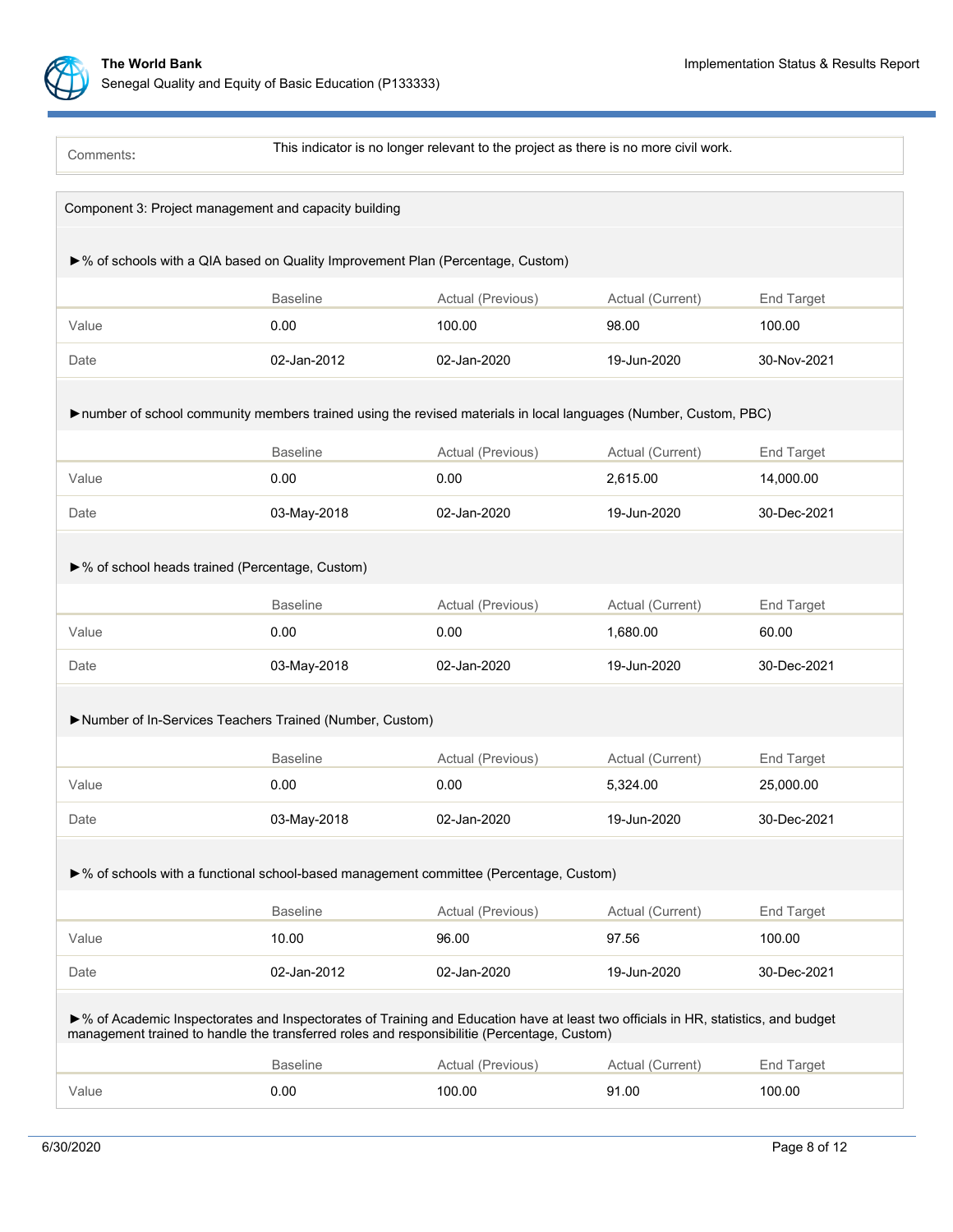| Comments: | This indicator is no longer relevant to the project as there is no more civil work. |
|---|---|

## Component 3: Project management and capacity building

►% of schools with a QIA based on Quality Improvement Plan (Percentage, Custom)

| | Baseline | Actual (Previous) | Actual (Current) | End Target |
|---|---|---|---|---|
| Value | 0.00 | 100.00 | 98.00 | 100.00 |
| Date | 02-Jan-2012 | 02-Jan-2020 | 19-Jun-2020 | 30-Nov-2021 |

►number of school community members trained using the revised materials in local languages (Number, Custom, PBC)

| | Baseline | Actual (Previous) | Actual (Current) | End Target |
|---|---|---|---|---|
| Value | 0.00 | 0.00 | 2,615.00 | 14,000.00 |
| Date | 03-May-2018 | 02-Jan-2020 | 19-Jun-2020 | 30-Dec-2021 |

►% of school heads trained (Percentage, Custom)

| | Baseline | Actual (Previous) | Actual (Current) | End Target |
|---|---|---|---|---|
| Value | 0.00 | 0.00 | 1,680.00 | 60.00 |
| Date | 03-May-2018 | 02-Jan-2020 | 19-Jun-2020 | 30-Dec-2021 |

►Number of In-Services Teachers Trained (Number, Custom)

| | Baseline | Actual (Previous) | Actual (Current) | End Target |
|---|---|---|---|---|
| Value | 0.00 | 0.00 | 5,324.00 | 25,000.00 |
| Date | 03-May-2018 | 02-Jan-2020 | 19-Jun-2020 | 30-Dec-2021 |

►% of schools with a functional school-based management committee (Percentage, Custom)

| | Baseline | Actual (Previous) | Actual (Current) | End Target |
|---|---|---|---|---|
| Value | 10.00 | 96.00 | 97.56 | 100.00 |
| Date | 02-Jan-2012 | 02-Jan-2020 | 19-Jun-2020 | 30-Dec-2021 |

►% of Academic Inspectorates and Inspectorates of Training and Education have at least two officials in HR, statistics, and budget management trained to handle the transferred roles and responsibilitie (Percentage, Custom)

| | Baseline | Actual (Previous) | Actual (Current) | End Target |
|---|---|---|---|---|
| Value | 0.00 | 100.00 | 91.00 | 100.00 |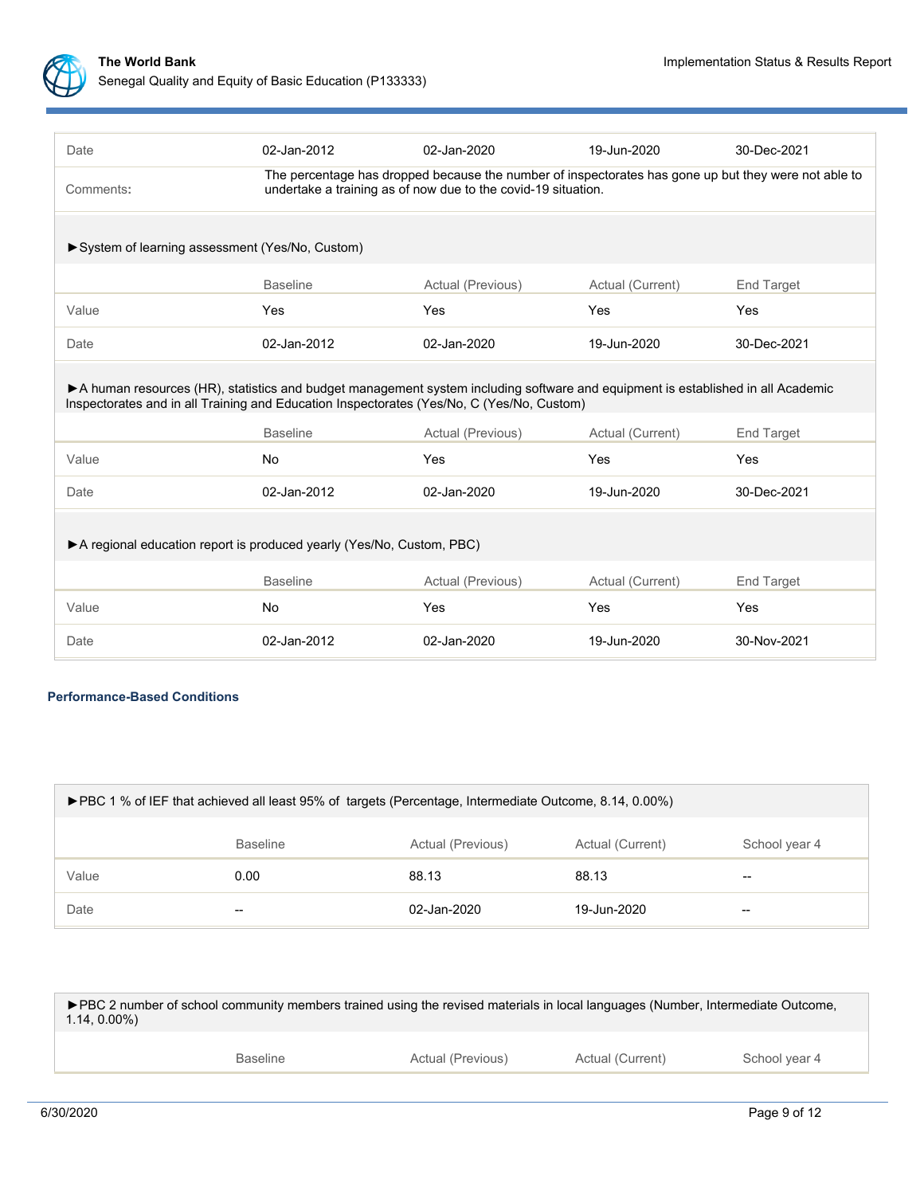| | | | | |
|---|---|---|---|---|
| Date | 02-Jan-2012 | 02-Jan-2020 | 19-Jun-2020 | 30-Dec-2021 |
| Comments: | The percentage has dropped because the number of inspectorates has gone up but they were not able to undertake a training as of now due to the covid-19 situation. | | | |

►System of learning assessment (Yes/No, Custom)

| | Baseline | Actual (Previous) | Actual (Current) | End Target |
|---|---|---|---|---|
| Value | Yes | Yes | Yes | Yes |
| Date | 02-Jan-2012 | 02-Jan-2020 | 19-Jun-2020 | 30-Dec-2021 |

►A human resources (HR), statistics and budget management system including software and equipment is established in all Academic Inspectorates and in all Training and Education Inspectorates (Yes/No, C (Yes/No, Custom)

| | Baseline | Actual (Previous) | Actual (Current) | End Target |
|---|---|---|---|---|
| Value | No | Yes | Yes | Yes |
| Date | 02-Jan-2012 | 02-Jan-2020 | 19-Jun-2020 | 30-Dec-2021 |

►A regional education report is produced yearly (Yes/No, Custom, PBC)

| | Baseline | Actual (Previous) | Actual (Current) | End Target |
|---|---|---|---|---|
| Value | No | Yes | Yes | Yes |
| Date | 02-Jan-2012 | 02-Jan-2020 | 19-Jun-2020 | 30-Nov-2021 |

### Performance-Based Conditions

►PBC 1 % of IEF that achieved all least 95% of targets (Percentage, Intermediate Outcome, 8.14, 0.00%)

| | Baseline | Actual (Previous) | Actual (Current) | School year 4 |
|---|---|---|---|---|
| Value | 0.00 | 88.13 | 88.13 | -- |
| Date | -- | 02-Jan-2020 | 19-Jun-2020 | -- |

►PBC 2 number of school community members trained using the revised materials in local languages (Number, Intermediate Outcome, 1.14, 0.00%)

| | Baseline | Actual (Previous) | Actual (Current) | School year 4 |
|---|---|---|---|---|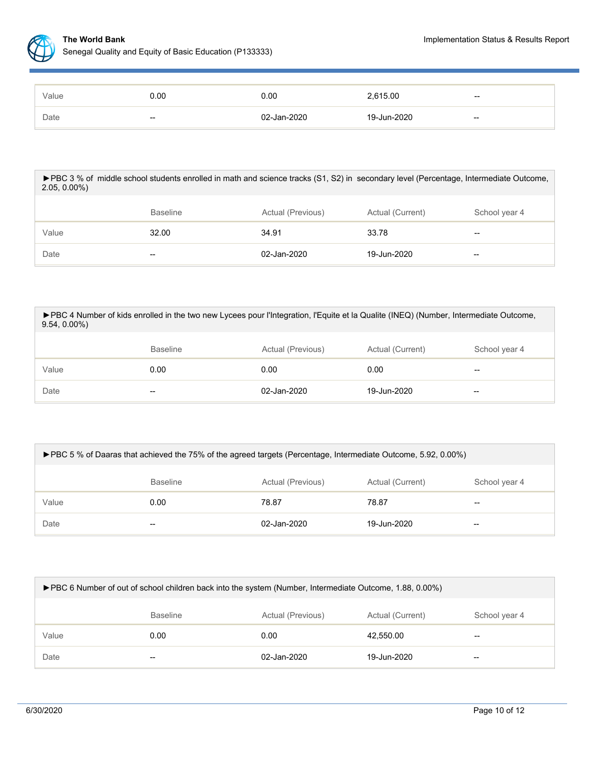| | | | | |
|---|---|---|---|---|
| Value | 0.00 | 0.00 | 2,615.00 | -- |
| Date | -- | 02-Jan-2020 | 19-Jun-2020 | -- |

►PBC 3 % of middle school students enrolled in math and science tracks (S1, S2) in secondary level (Percentage, Intermediate Outcome, 2.05, 0.00%)

| | Baseline | Actual (Previous) | Actual (Current) | School year 4 |
|---|---|---|---|---|
| Value | 32.00 | 34.91 | 33.78 | -- |
| Date | -- | 02-Jan-2020 | 19-Jun-2020 | -- |

►PBC 4 Number of kids enrolled in the two new Lycees pour l'Integration, l'Equite et la Qualite (INEQ) (Number, Intermediate Outcome, 9.54, 0.00%)

| | Baseline | Actual (Previous) | Actual (Current) | School year 4 |
|---|---|---|---|---|
| Value | 0.00 | 0.00 | 0.00 | -- |
| Date | -- | 02-Jan-2020 | 19-Jun-2020 | -- |

►PBC 5 % of Daaras that achieved the 75% of the agreed targets (Percentage, Intermediate Outcome, 5.92, 0.00%)

| | Baseline | Actual (Previous) | Actual (Current) | School year 4 |
|---|---|---|---|---|
| Value | 0.00 | 78.87 | 78.87 | -- |
| Date | -- | 02-Jan-2020 | 19-Jun-2020 | -- |

►PBC 6 Number of out of school children back into the system (Number, Intermediate Outcome, 1.88, 0.00%)

| | Baseline | Actual (Previous) | Actual (Current) | School year 4 |
|---|---|---|---|---|
| Value | 0.00 | 0.00 | 42,550.00 | -- |
| Date | -- | 02-Jan-2020 | 19-Jun-2020 | -- |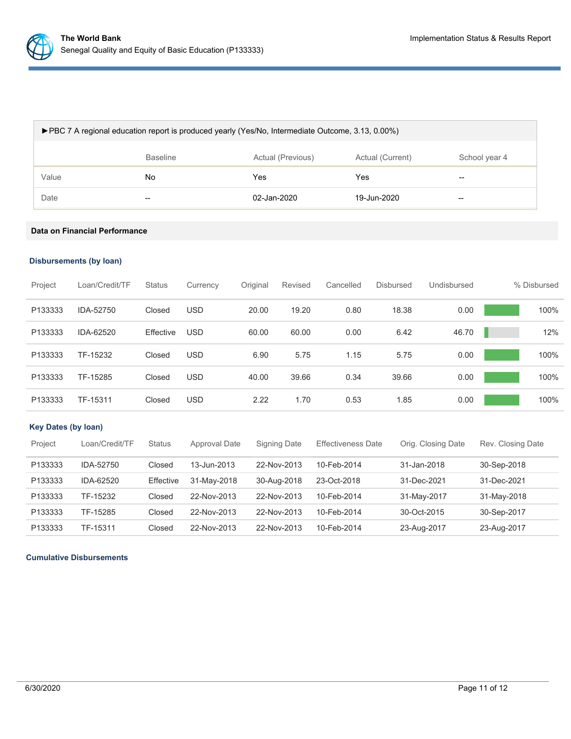►PBC 7 A regional education report is produced yearly (Yes/No, Intermediate Outcome, 3.13, 0.00%)

| | Baseline | Actual (Previous) | Actual (Current) | School year 4 |
|---|---|---|---|---|
| Value | No | Yes | Yes | -- |
| Date | -- | 02-Jan-2020 | 19-Jun-2020 | -- |

## Data on Financial Performance

### Disbursements (by loan)

| Project | Loan/Credit/TF | Status | Currency | Original | Revised | Cancelled | Disbursed | Undisbursed | % Disbursed |
|---|---|---|---|---|---|---|---|---|---|
| P133333 | IDA-52750 | Closed | USD | 20.00 | 19.20 | 0.80 | 18.38 | 0.00 | 100% |
| P133333 | IDA-62520 | Effective | USD | 60.00 | 60.00 | 0.00 | 6.42 | 46.70 | 12% |
| P133333 | TF-15232 | Closed | USD | 6.90 | 5.75 | 1.15 | 5.75 | 0.00 | 100% |
| P133333 | TF-15285 | Closed | USD | 40.00 | 39.66 | 0.34 | 39.66 | 0.00 | 100% |
| P133333 | TF-15311 | Closed | USD | 2.22 | 1.70 | 0.53 | 1.85 | 0.00 | 100% |

### Key Dates (by loan)

| Project | Loan/Credit/TF | Status | Approval Date | Signing Date | Effectiveness Date | Orig. Closing Date | Rev. Closing Date |
|---|---|---|---|---|---|---|---|
| P133333 | IDA-52750 | Closed | 13-Jun-2013 | 22-Nov-2013 | 10-Feb-2014 | 31-Jan-2018 | 30-Sep-2018 |
| P133333 | IDA-62520 | Effective | 31-May-2018 | 30-Aug-2018 | 23-Oct-2018 | 31-Dec-2021 | 31-Dec-2021 |
| P133333 | TF-15232 | Closed | 22-Nov-2013 | 22-Nov-2013 | 10-Feb-2014 | 31-May-2017 | 31-May-2018 |
| P133333 | TF-15285 | Closed | 22-Nov-2013 | 22-Nov-2013 | 10-Feb-2014 | 30-Oct-2015 | 30-Sep-2017 |
| P133333 | TF-15311 | Closed | 22-Nov-2013 | 22-Nov-2013 | 10-Feb-2014 | 23-Aug-2017 | 23-Aug-2017 |

### Cumulative Disbursements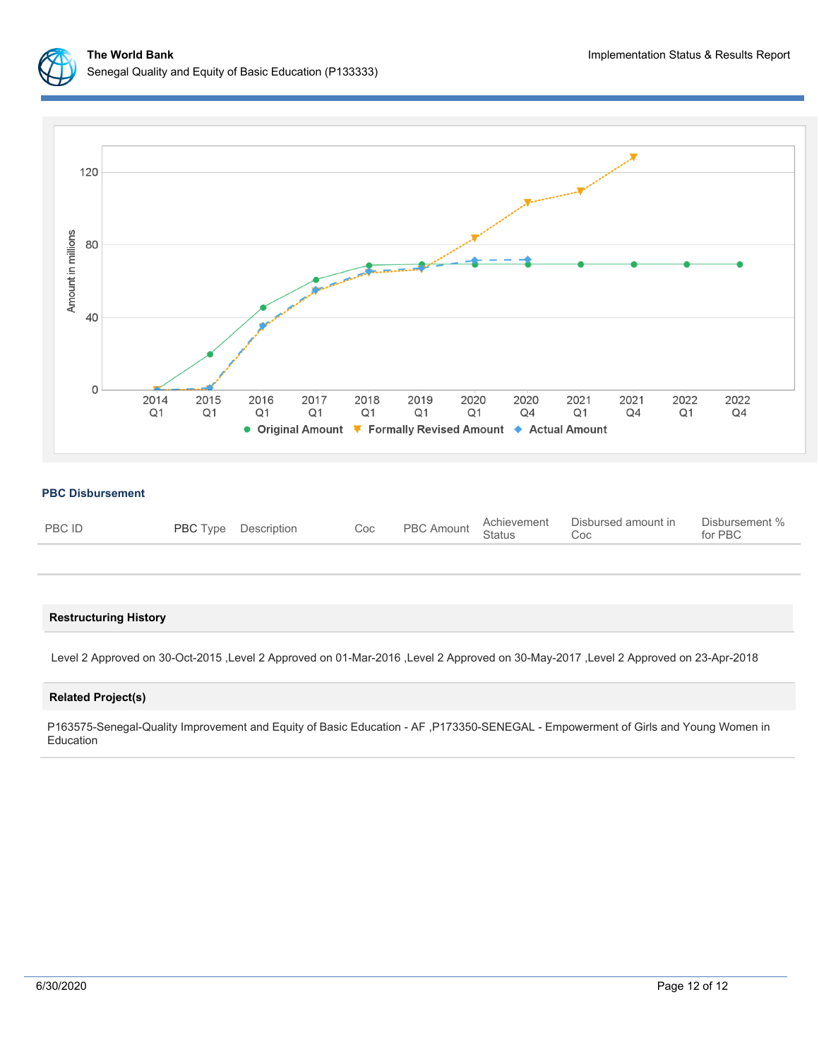Amount in millions

120

80

40

0

2014 Q1
2015 Q1
2016 Q1
2017 Q1
2018 Q1
2019 Q1
2020 Q1
2020 Q4
2021 Q1
2021 Q4
2022 Q1
2022 Q4

Original Amount
Formally Revised Amount
Actual Amount

### PBC Disbursement

| PBC ID | PBC Type | Description | Coc | PBC Amount | Achievement Status | Disbursed amount in Coc | Disbursement % for PBC |
|---|---|---|---|---|---|---|---|

### Restructuring History

Level 2 Approved on 30-Oct-2015 ,Level 2 Approved on 01-Mar-2016 ,Level 2 Approved on 30-May-2017 ,Level 2 Approved on 23-Apr-2018

### Related Project(s)

P163575-Senegal-Quality Improvement and Equity of Basic Education - AF ,P173350-SENEGAL - Empowerment of Girls and Young Women in Education